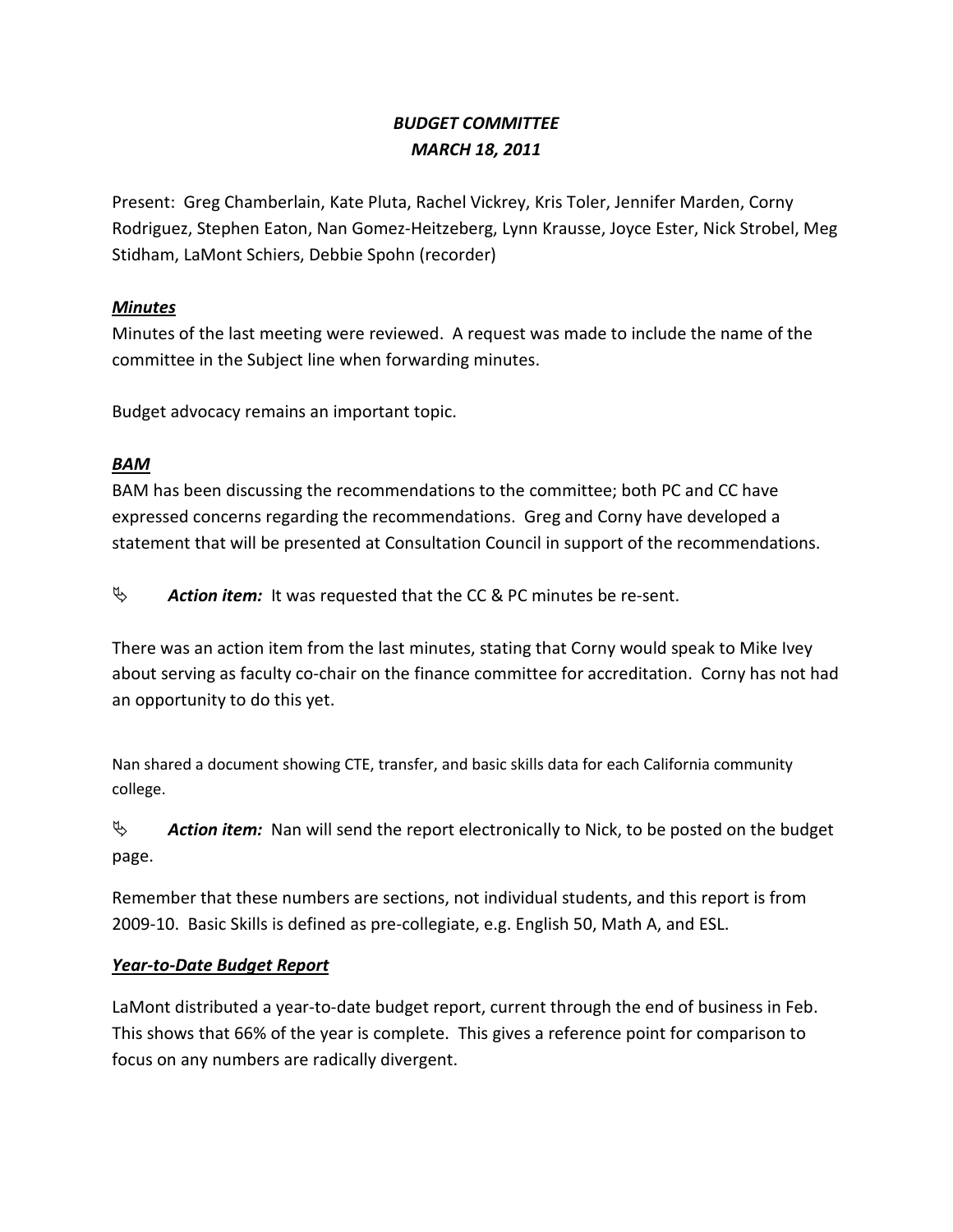# *BUDGET COMMITTEE*
# *MARCH 18, 2011*

Present: Greg Chamberlain, Kate Pluta, Rachel Vickrey, Kris Toler, Jennifer Marden, Corny Rodriguez, Stephen Eaton, Nan Gomez-Heitzeberg, Lynn Krausse, Joyce Ester, Nick Strobel, Meg Stidham, LaMont Schiers, Debbie Spohn (recorder)

## ***Minutes***

Minutes of the last meeting were reviewed. A request was made to include the name of the committee in the Subject line when forwarding minutes.

Budget advocacy remains an important topic.

## ***BAM***

BAM has been discussing the recommendations to the committee; both PC and CC have expressed concerns regarding the recommendations. Greg and Corny have developed a statement that will be presented at Consultation Council in support of the recommendations.

➢ ***Action item:*** It was requested that the CC & PC minutes be re-sent.

There was an action item from the last minutes, stating that Corny would speak to Mike Ivey about serving as faculty co-chair on the finance committee for accreditation. Corny has not had an opportunity to do this yet.

Nan shared a document showing CTE, transfer, and basic skills data for each California community college.

➢ ***Action item:*** Nan will send the report electronically to Nick, to be posted on the budget page.

Remember that these numbers are sections, not individual students, and this report is from 2009-10. Basic Skills is defined as pre-collegiate, e.g. English 50, Math A, and ESL.

## ***Year-to-Date Budget Report***

LaMont distributed a year-to-date budget report, current through the end of business in Feb. This shows that 66% of the year is complete. This gives a reference point for comparison to focus on any numbers are radically divergent.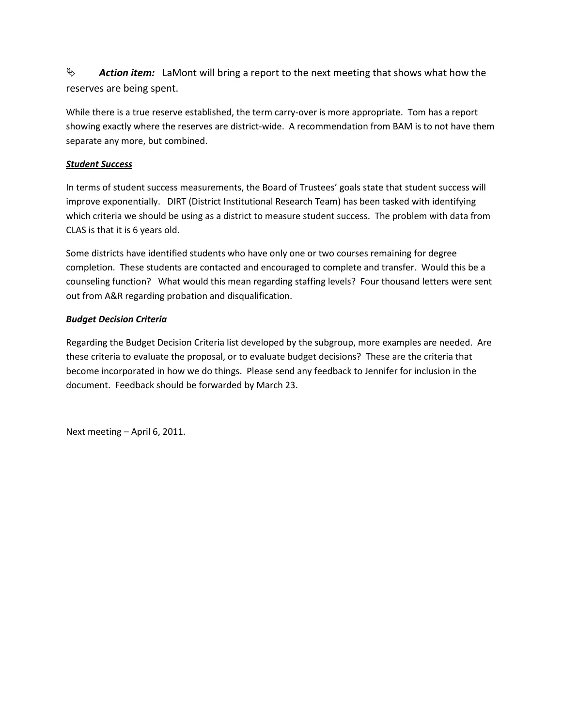➢ ***Action item:*** LaMont will bring a report to the next meeting that shows what how the reserves are being spent.

While there is a true reserve established, the term carry-over is more appropriate. Tom has a report showing exactly where the reserves are district-wide. A recommendation from BAM is to not have them separate any more, but combined.

***Student Success***

In terms of student success measurements, the Board of Trustees' goals state that student success will improve exponentially. DIRT (District Institutional Research Team) has been tasked with identifying which criteria we should be using as a district to measure student success. The problem with data from CLAS is that it is 6 years old.

Some districts have identified students who have only one or two courses remaining for degree completion. These students are contacted and encouraged to complete and transfer. Would this be a counseling function? What would this mean regarding staffing levels? Four thousand letters were sent out from A&R regarding probation and disqualification.

***Budget Decision Criteria***

Regarding the Budget Decision Criteria list developed by the subgroup, more examples are needed. Are these criteria to evaluate the proposal, or to evaluate budget decisions? These are the criteria that become incorporated in how we do things. Please send any feedback to Jennifer for inclusion in the document. Feedback should be forwarded by March 23.

Next meeting – April 6, 2011.